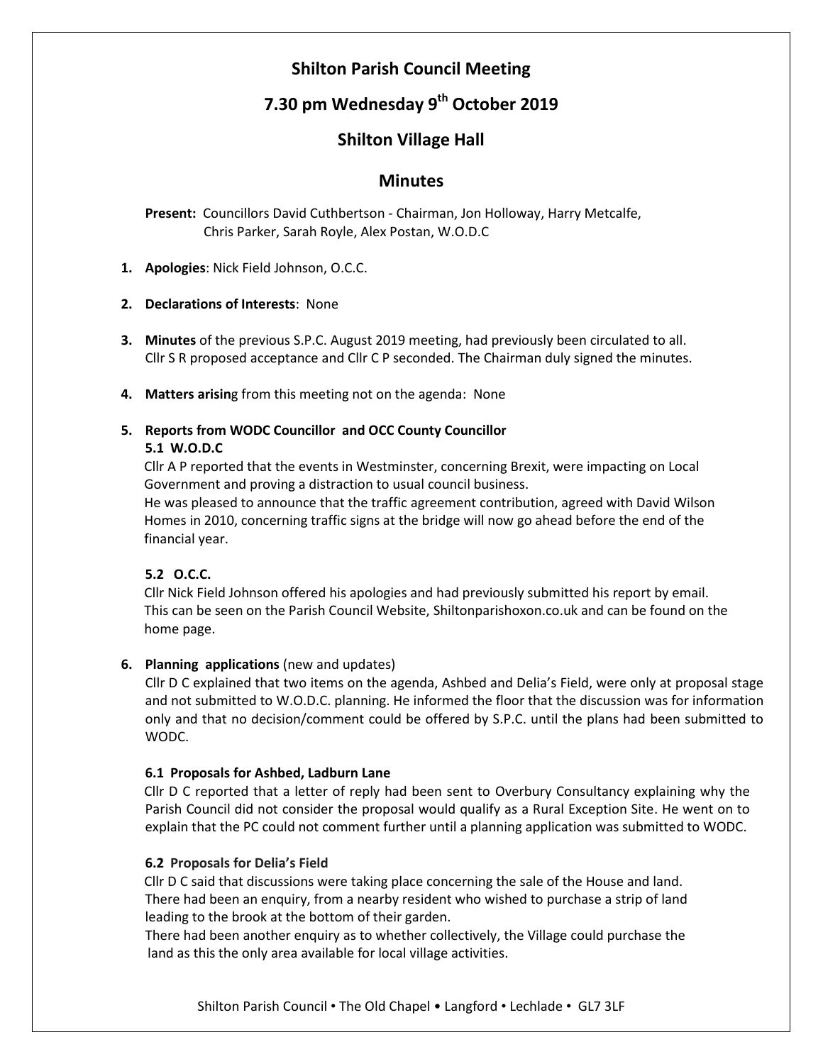# Shilton Parish Council Meeting

## 7.30 pm Wednesday 9th October 2019

## Shilton Village Hall

## Minutes

**Present:** Councillors David Cuthbertson - Chairman, Jon Holloway, Harry Metcalfe, Chris Parker, Sarah Royle, Alex Postan, W.O.D.C

1. **Apologies**: Nick Field Johnson, O.C.C.

2. **Declarations of Interests**: None

3. **Minutes** of the previous S.P.C. August 2019 meeting, had previously been circulated to all. Cllr S R proposed acceptance and Cllr C P seconded. The Chairman duly signed the minutes.

4. **Matters arisin**g from this meeting not on the agenda: None

5. **Reports from WODC Councillor and OCC County Councillor**

   **5.1 W.O.D.C**

   Cllr A P reported that the events in Westminster, concerning Brexit, were impacting on Local Government and proving a distraction to usual council business.

   He was pleased to announce that the traffic agreement contribution, agreed with David Wilson Homes in 2010, concerning traffic signs at the bridge will now go ahead before the end of the financial year.

   **5.2 O.C.C.**

   Cllr Nick Field Johnson offered his apologies and had previously submitted his report by email. This can be seen on the Parish Council Website, Shiltonparishoxon.co.uk and can be found on the home page.

6. **Planning applications** (new and updates)

   Cllr D C explained that two items on the agenda, Ashbed and Delia's Field, were only at proposal stage and not submitted to W.O.D.C. planning. He informed the floor that the discussion was for information only and that no decision/comment could be offered by S.P.C. until the plans had been submitted to WODC.

   **6.1 Proposals for Ashbed, Ladburn Lane**

   Cllr D C reported that a letter of reply had been sent to Overbury Consultancy explaining why the Parish Council did not consider the proposal would qualify as a Rural Exception Site. He went on to explain that the PC could not comment further until a planning application was submitted to WODC.

   **6.2 Proposals for Delia's Field**

   Cllr D C said that discussions were taking place concerning the sale of the House and land. There had been an enquiry, from a nearby resident who wished to purchase a strip of land leading to the brook at the bottom of their garden.

   There had been another enquiry as to whether collectively, the Village could purchase the land as this the only area available for local village activities.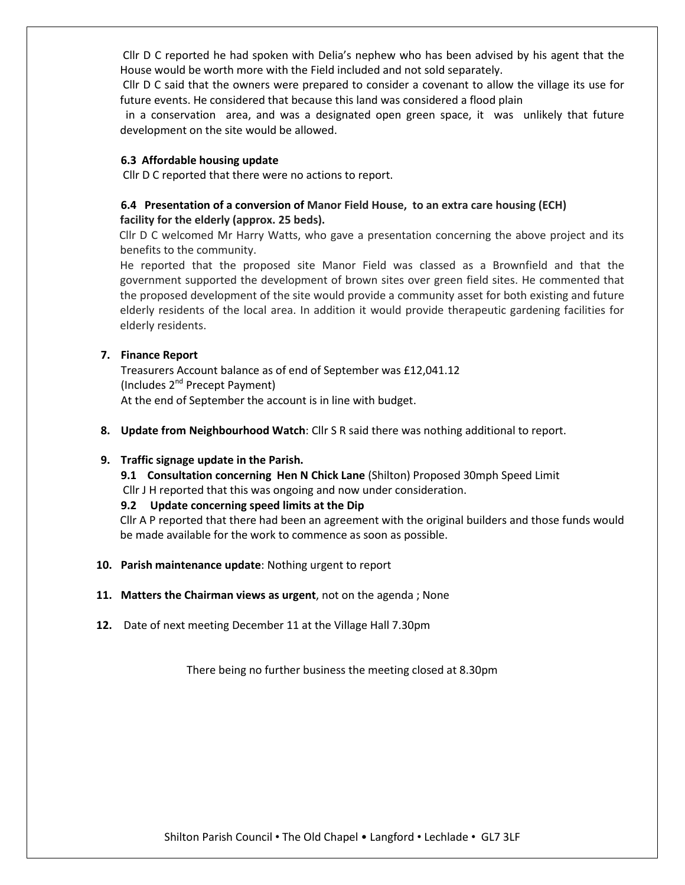Cllr D C reported he had spoken with Delia's nephew who has been advised by his agent that the House would be worth more with the Field included and not sold separately.

Cllr D C said that the owners were prepared to consider a covenant to allow the village its use for future events. He considered that because this land was considered a flood plain in a conservation area, and was a designated open green space, it was unlikely that future development on the site would be allowed.

**6.3 Affordable housing update**

Cllr D C reported that there were no actions to report.

**6.4 Presentation of a conversion of Manor Field House, to an extra care housing (ECH) facility for the elderly (approx. 25 beds).**

Cllr D C welcomed Mr Harry Watts, who gave a presentation concerning the above project and its benefits to the community.

He reported that the proposed site Manor Field was classed as a Brownfield and that the government supported the development of brown sites over green field sites. He commented that the proposed development of the site would provide a community asset for both existing and future elderly residents of the local area. In addition it would provide therapeutic gardening facilities for elderly residents.

**7. Finance Report**

Treasurers Account balance as of end of September was £12,041.12
(Includes 2nd Precept Payment)
At the end of September the account is in line with budget.

**8. Update from Neighbourhood Watch**: Cllr S R said there was nothing additional to report.

**9. Traffic signage update in the Parish.**

**9.1 Consultation concerning Hen N Chick Lane** (Shilton) Proposed 30mph Speed Limit
Cllr J H reported that this was ongoing and now under consideration.

**9.2 Update concerning speed limits at the Dip**
Cllr A P reported that there had been an agreement with the original builders and those funds would be made available for the work to commence as soon as possible.

**10. Parish maintenance update**: Nothing urgent to report

**11. Matters the Chairman views as urgent**, not on the agenda ; None

**12.** Date of next meeting December 11 at the Village Hall 7.30pm

There being no further business the meeting closed at 8.30pm

Shilton Parish Council • The Old Chapel • Langford • Lechlade • GL7 3LF